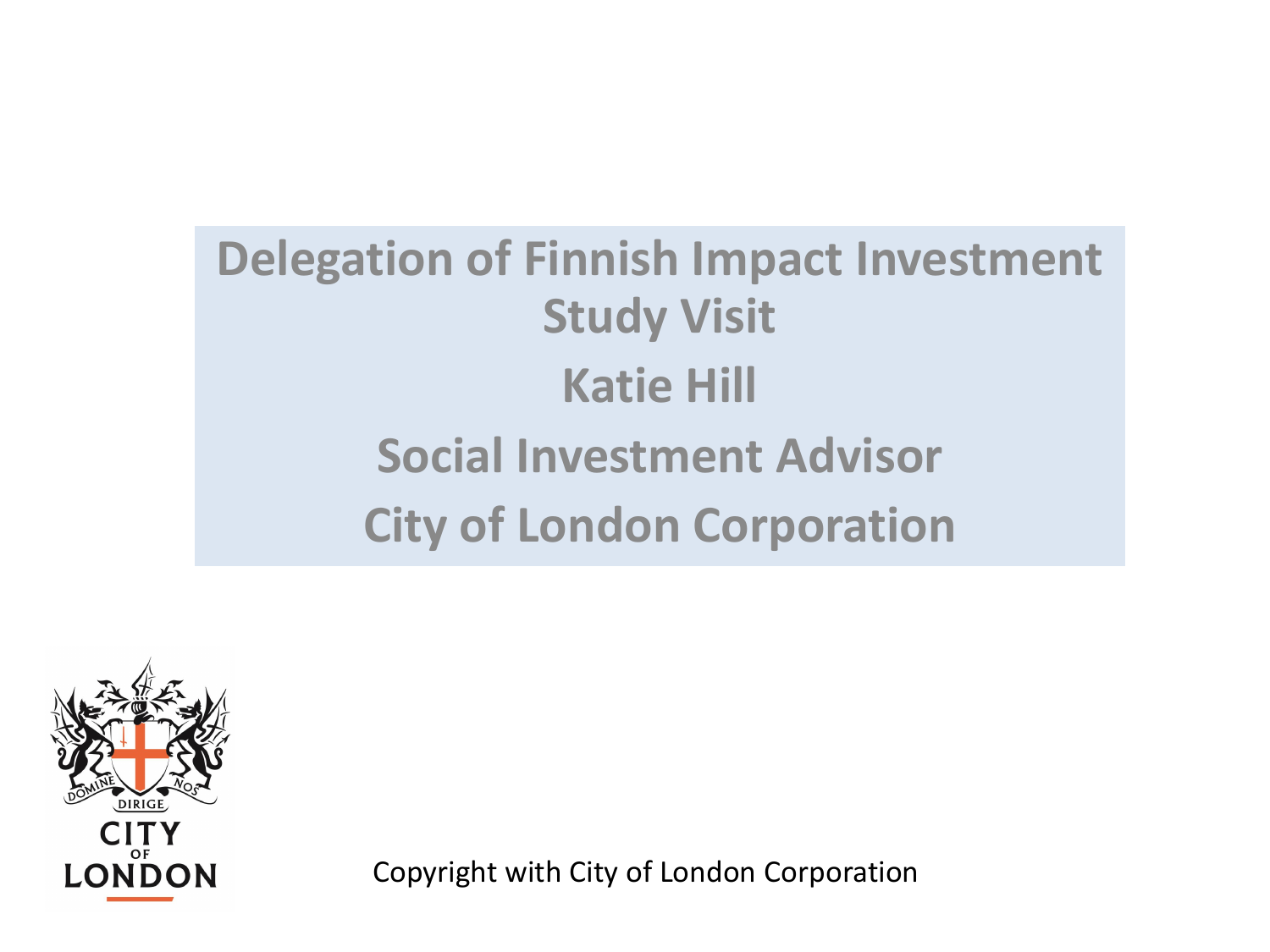# Delegation of Finnish Impact Investment Study Visit

**Katie Hill**

**Social Investment Advisor**

**City of London Corporation**

DOMINE DIRIGE NOS

CITY OF LONDON

Copyright with City of London Corporation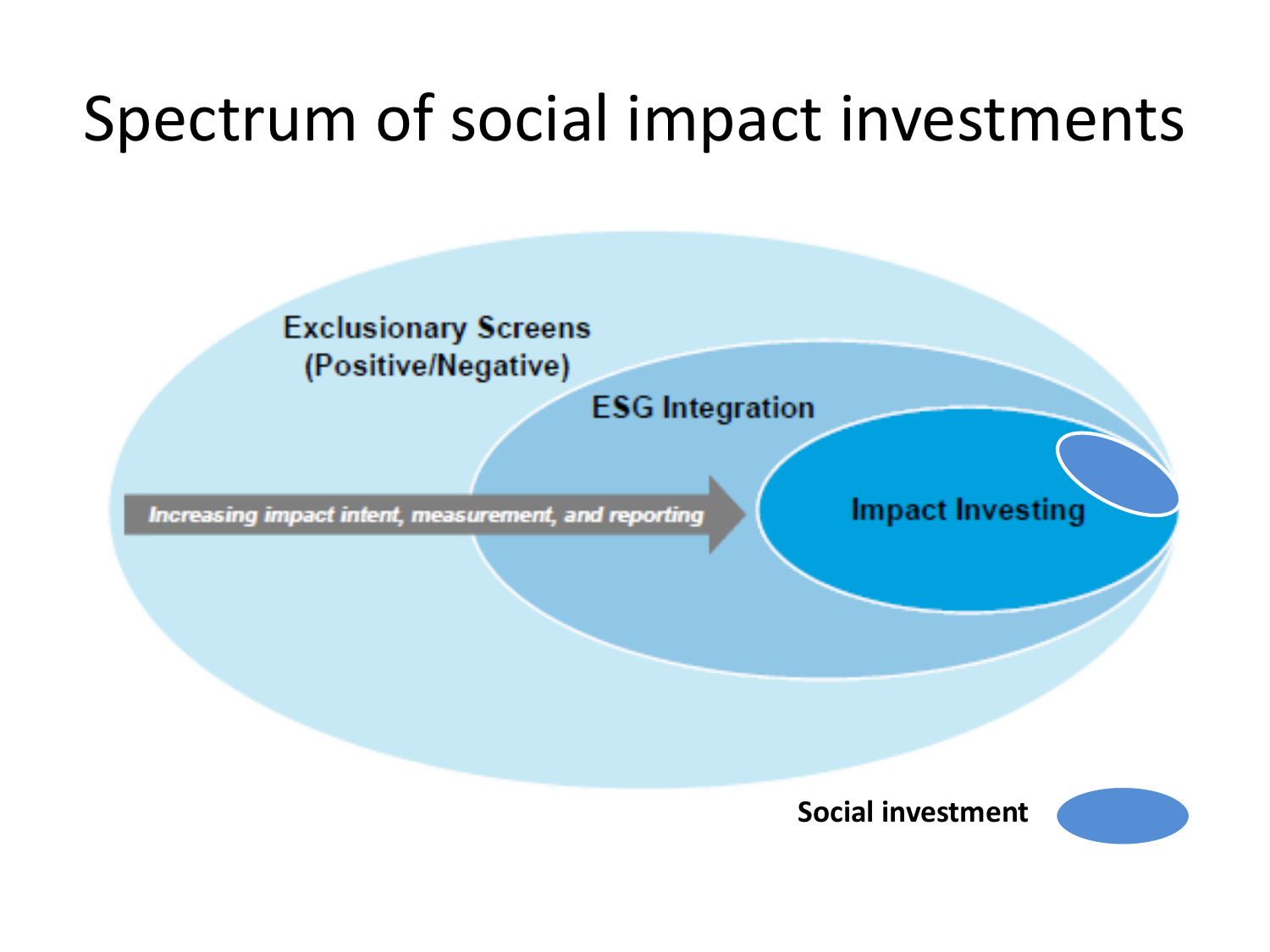# Spectrum of social impact investments

Exclusionary Screens (Positive/Negative)

ESG Integration

*Increasing impact intent, measurement, and reporting*

Impact Investing

**Social investment**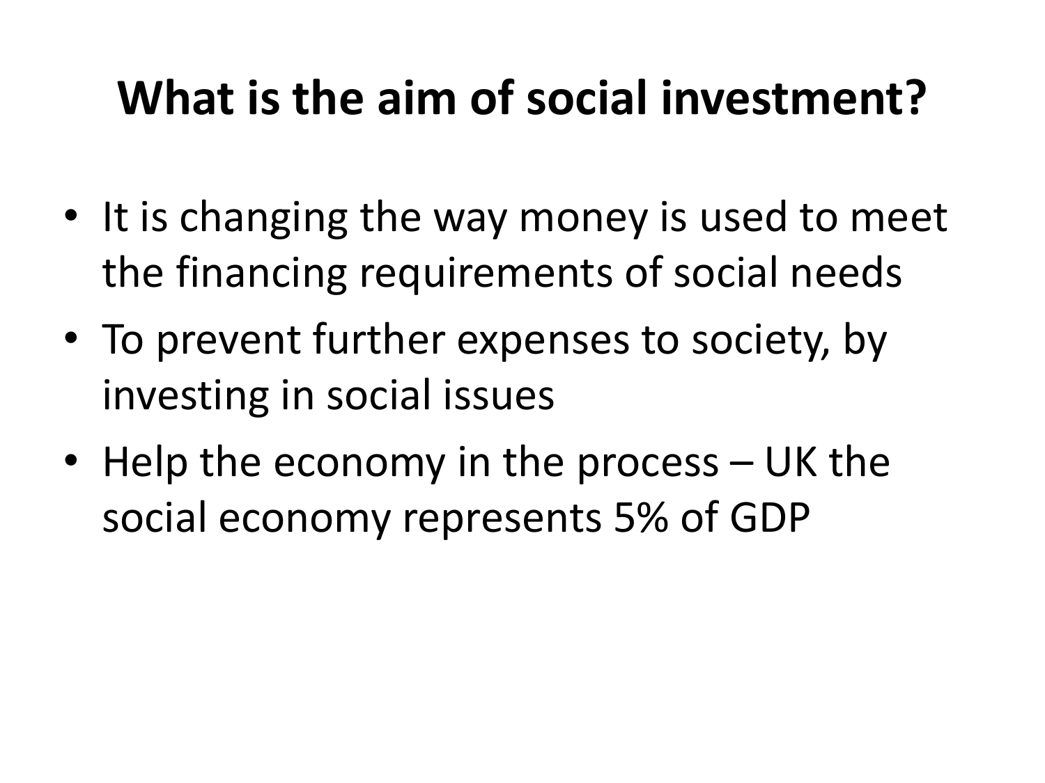# What is the aim of social investment?

- It is changing the way money is used to meet the financing requirements of social needs
- To prevent further expenses to society, by investing in social issues
- Help the economy in the process – UK the social economy represents 5% of GDP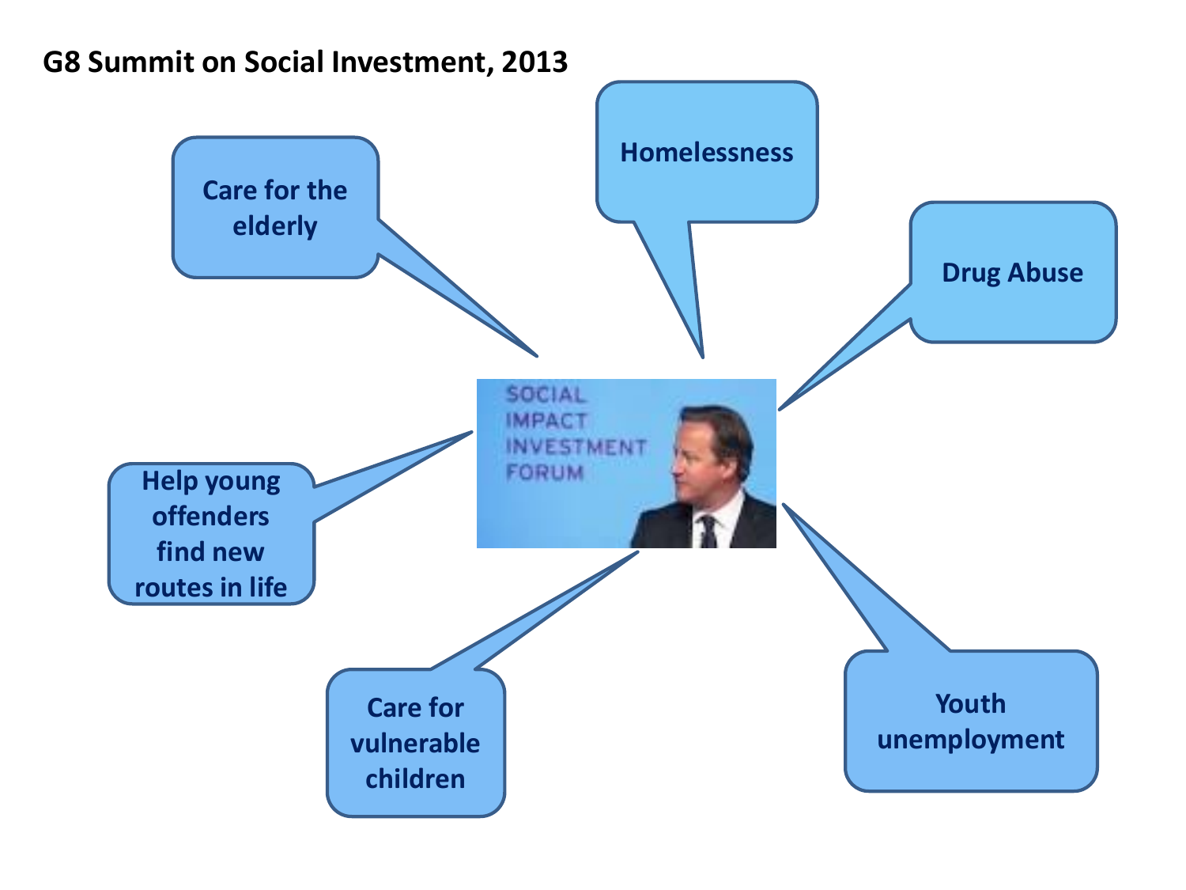**G8 Summit on Social Investment, 2013**

- Care for the elderly
- Homelessness
- Drug Abuse
- Help young offenders find new routes in life
- Care for vulnerable children
- Youth unemployment

SOCIAL IMPACT INVESTMENT FORUM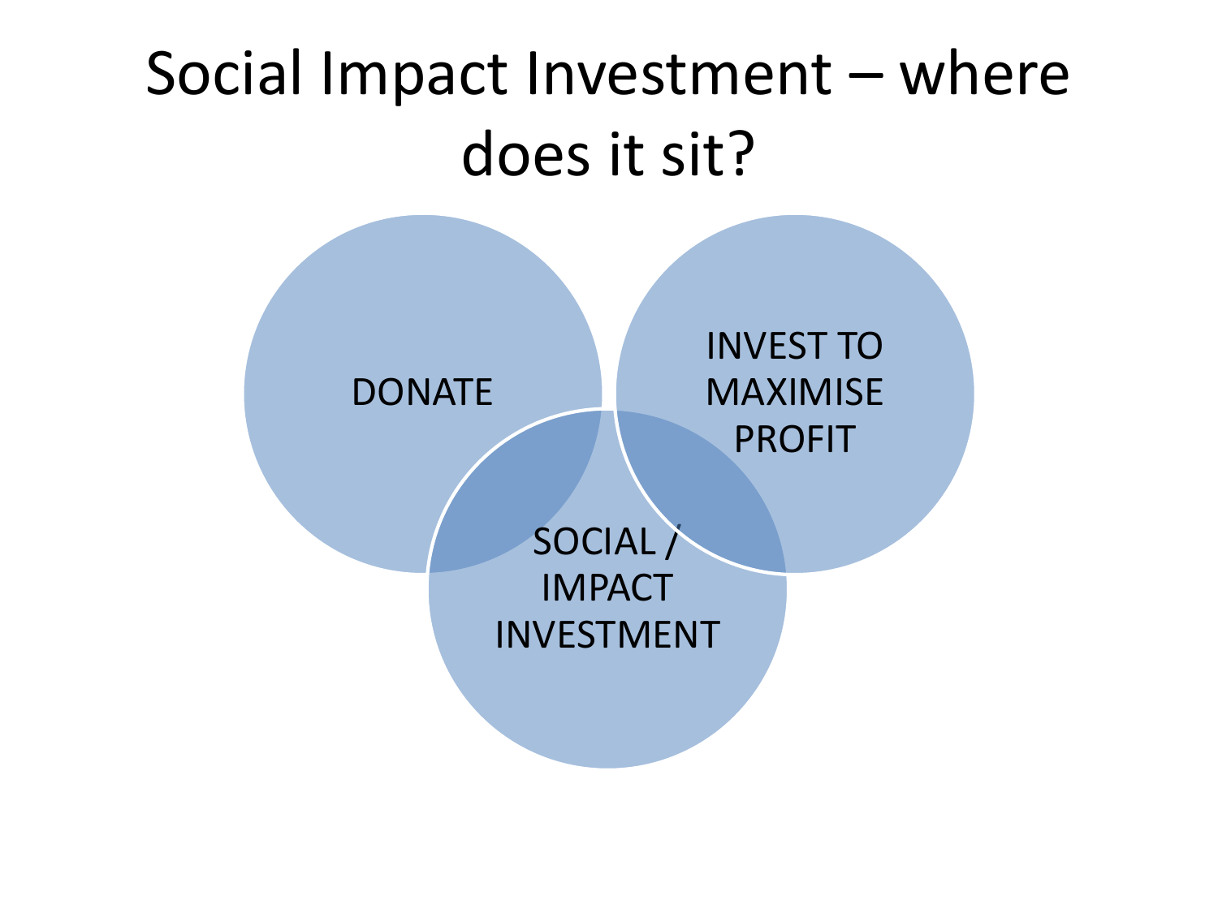# Social Impact Investment – where does it sit?

DONATE

INVEST TO MAXIMISE PROFIT

SOCIAL / IMPACT INVESTMENT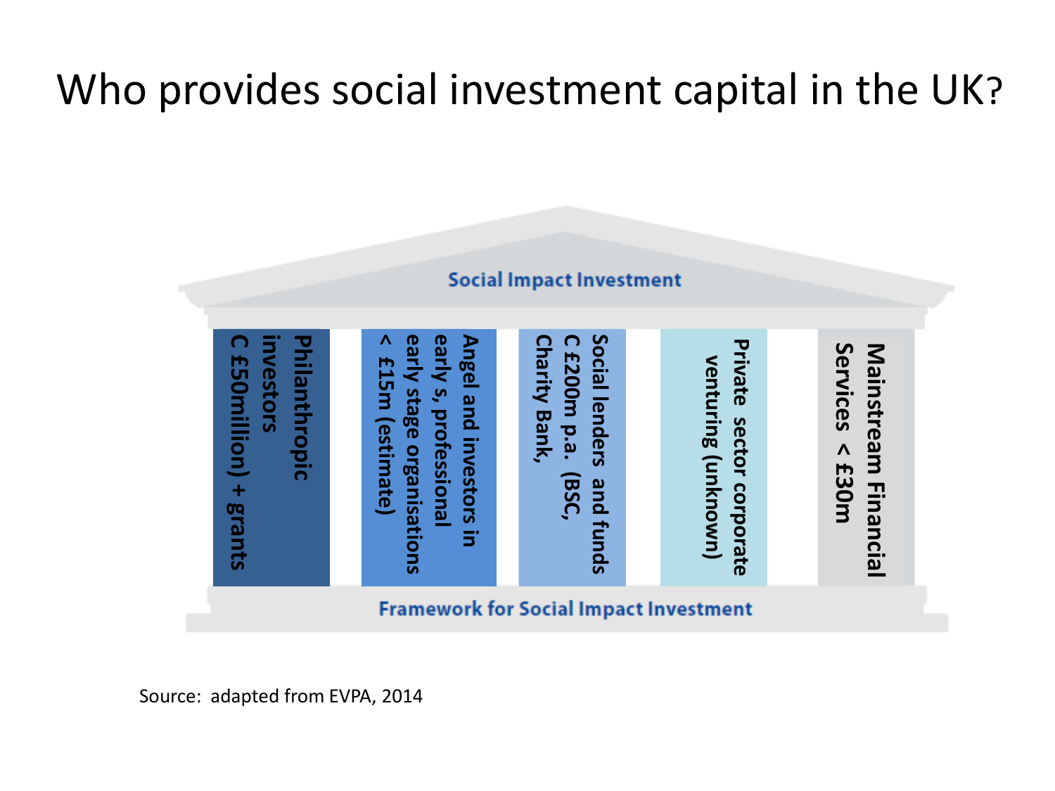# Who provides social investment capital in the UK?

**Social Impact Investment**

- **Philanthropic investors C £50million) + grants**
- **Angel and investors in early s, professional early stage organisations < £15m (estimate)**
- **Social lenders and funds C £200m p.a. (BSC, Charity Bank,**
- **Private sector corporate venturing (unknown)**
- **Mainstream Financial Services < £30m**

**Framework for Social Impact Investment**

Source: adapted from EVPA, 2014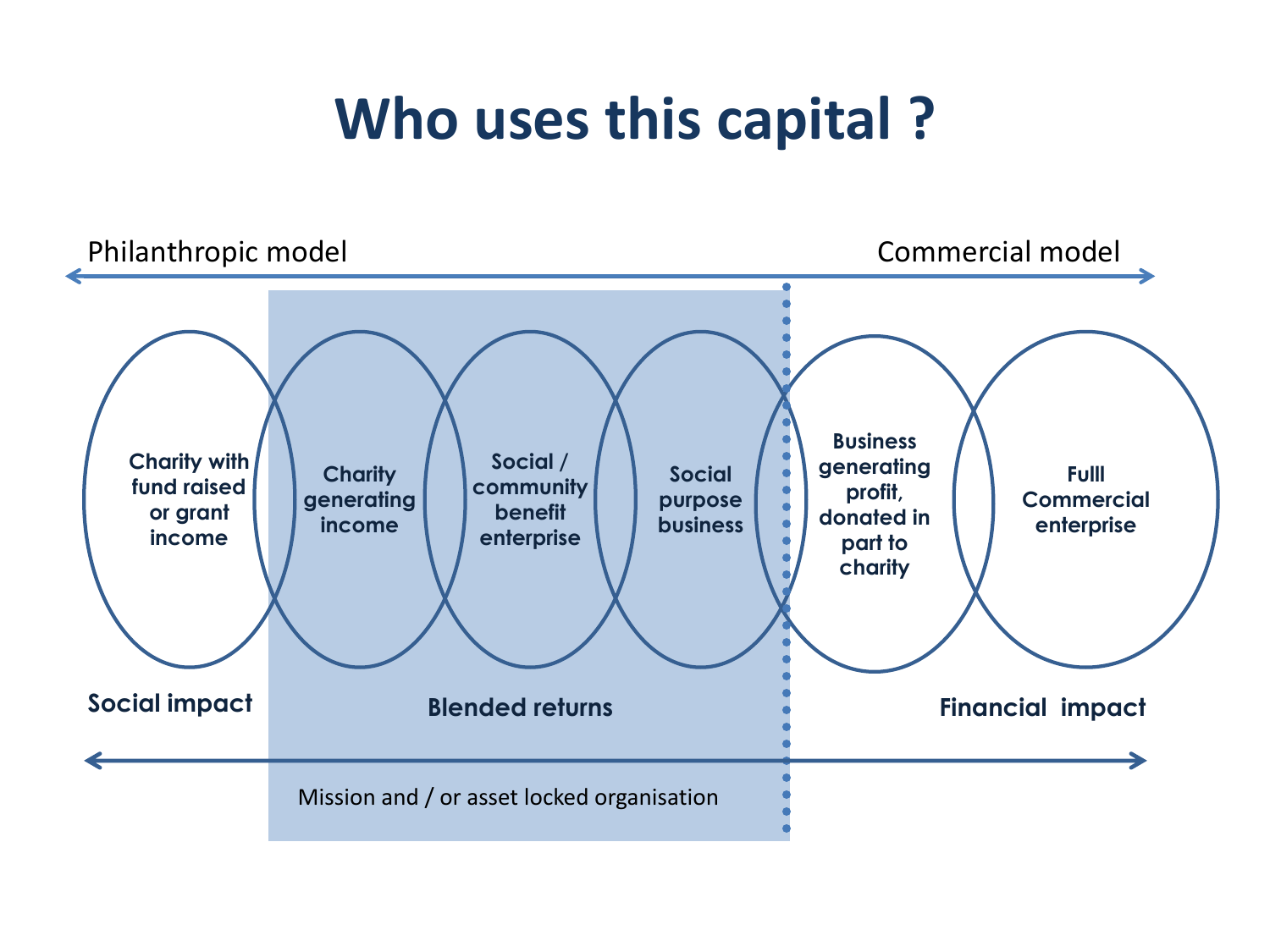# Who uses this capital ?

Philanthropic model ⟷ Commercial model

- Charity with fund raised or grant income
- Charity generating income
- Social / community benefit enterprise
- Social purpose business
- Business generating profit, donated in part to charity
- Fulll Commercial enterprise

**Social impact** | **Blended returns** | **Financial impact**

Mission and / or asset locked organisation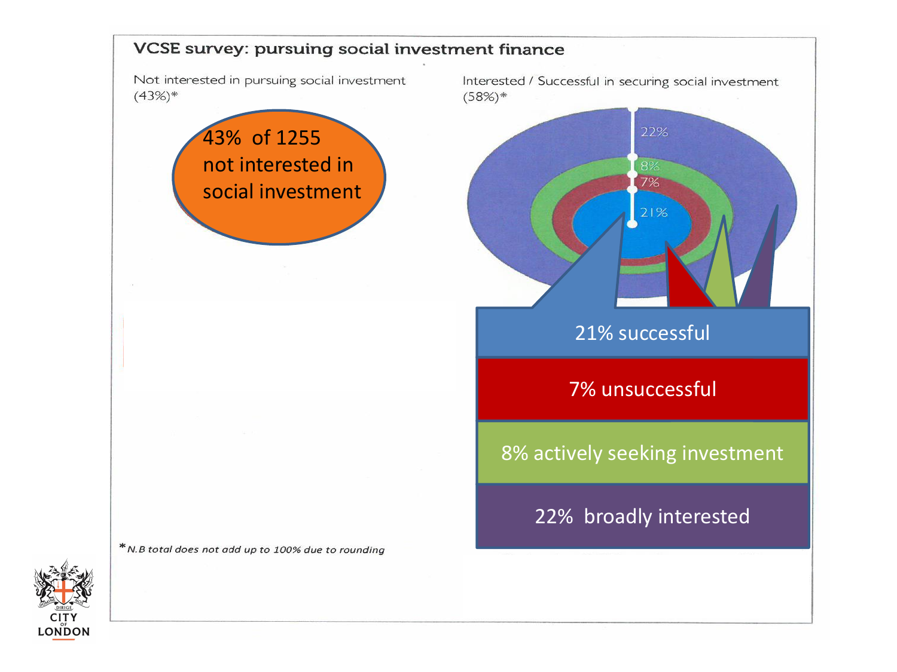## VCSE survey: pursuing social investment finance

Not interested in pursuing social investment (43%)*

43% of 1255 not interested in social investment

Interested / Successful in securing social investment (58%)*

22%

8%

7%

21%

21% successful

7% unsuccessful

8% actively seeking investment

22% broadly interested

*N.B total does not add up to 100% due to rounding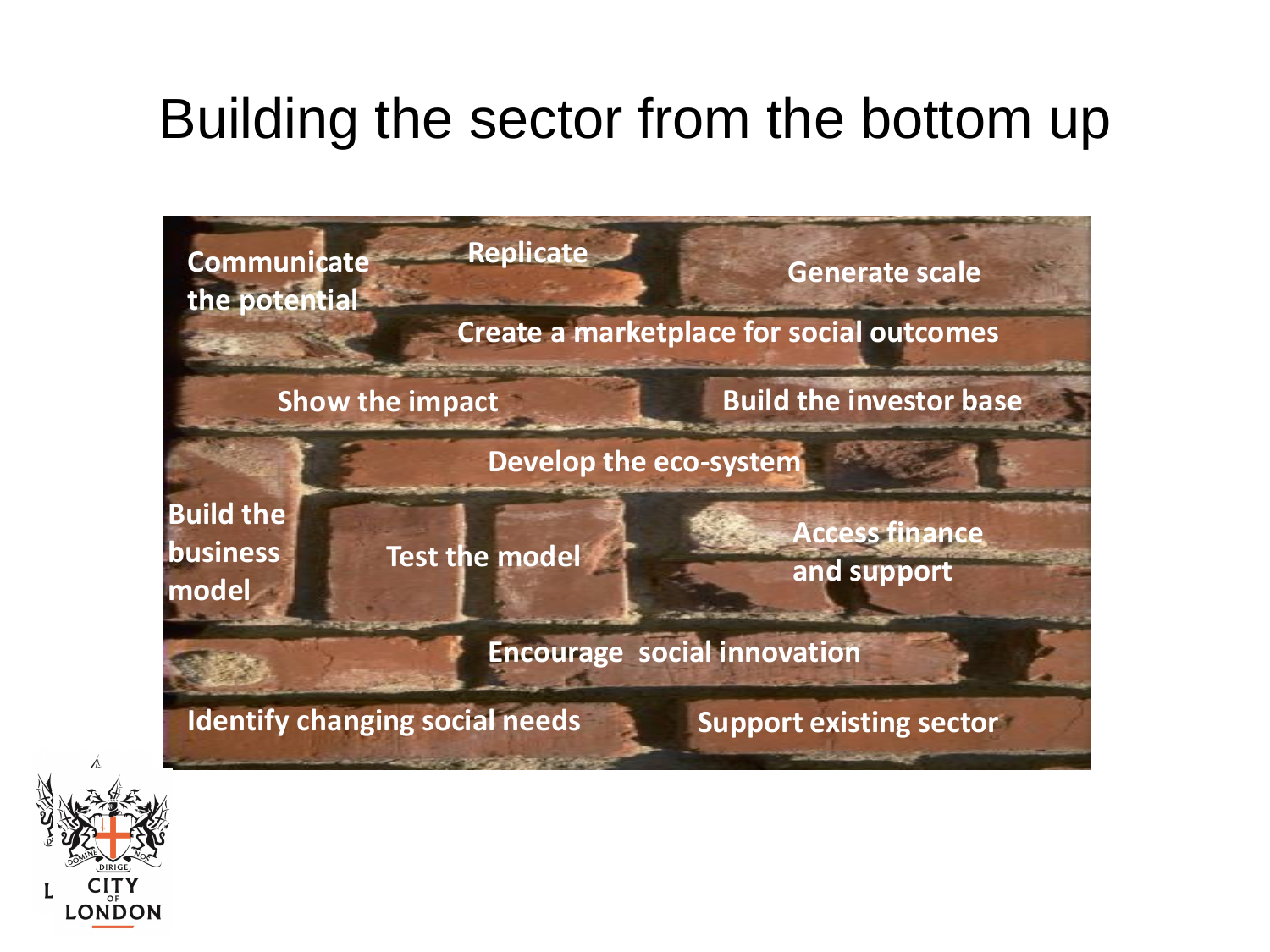# Building the sector from the bottom up

Communicate the potential

Replicate

Generate scale

Create a marketplace for social outcomes

Show the impact

Build the investor base

Develop the eco-system

Build the business model

Test the model

Access finance and support

Encourage social innovation

Identify changing social needs

Support existing sector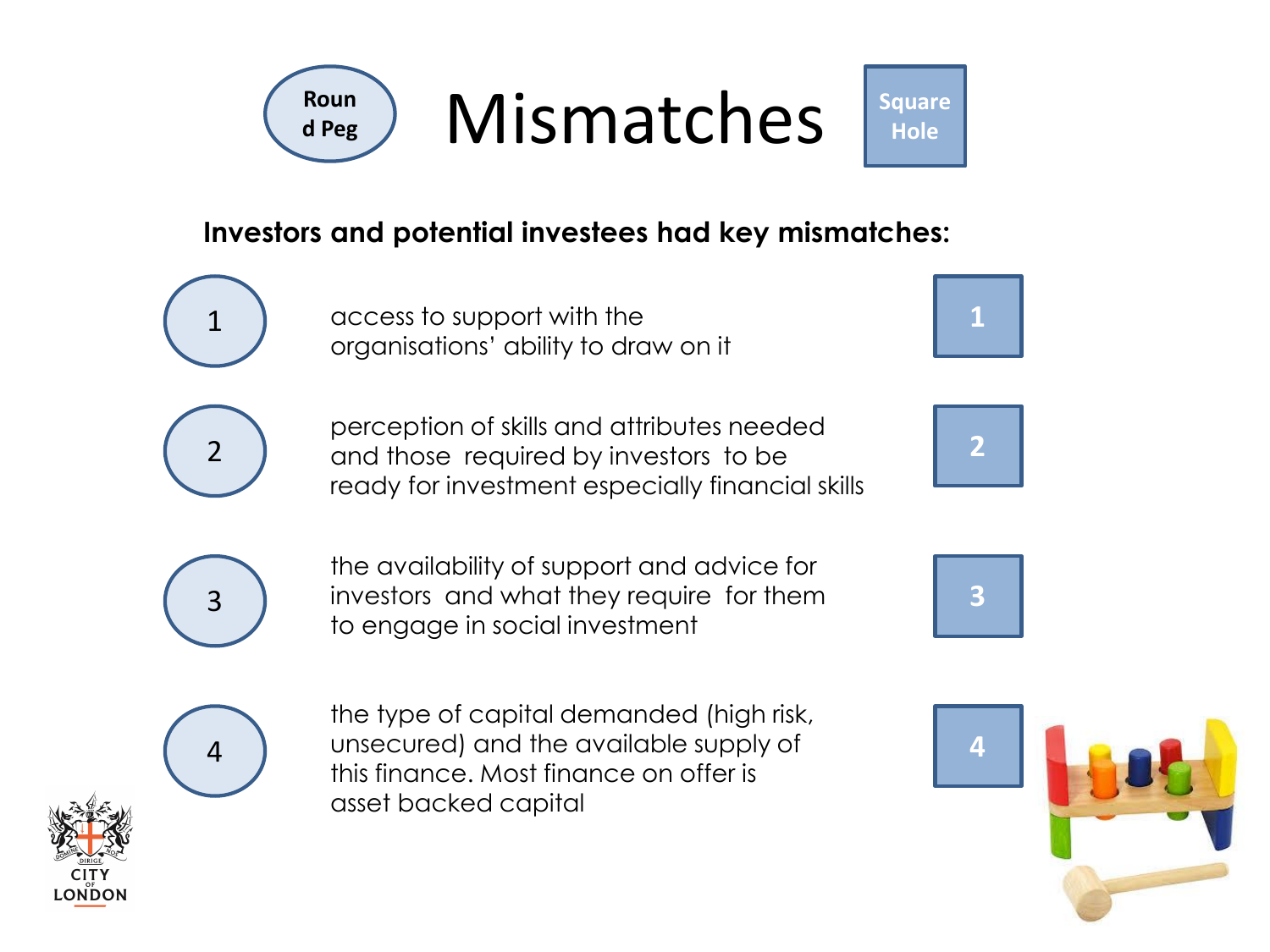Round Peg

# Mismatches

Square Hole

**Investors and potential investees had key mismatches:**

1. access to support with the organisations' ability to draw on it
2. perception of skills and attributes needed and those required by investors to be ready for investment especially financial skills
3. the availability of support and advice for investors and what they require for them to engage in social investment
4. the type of capital demanded (high risk, unsecured) and the available supply of this finance. Most finance on offer is asset backed capital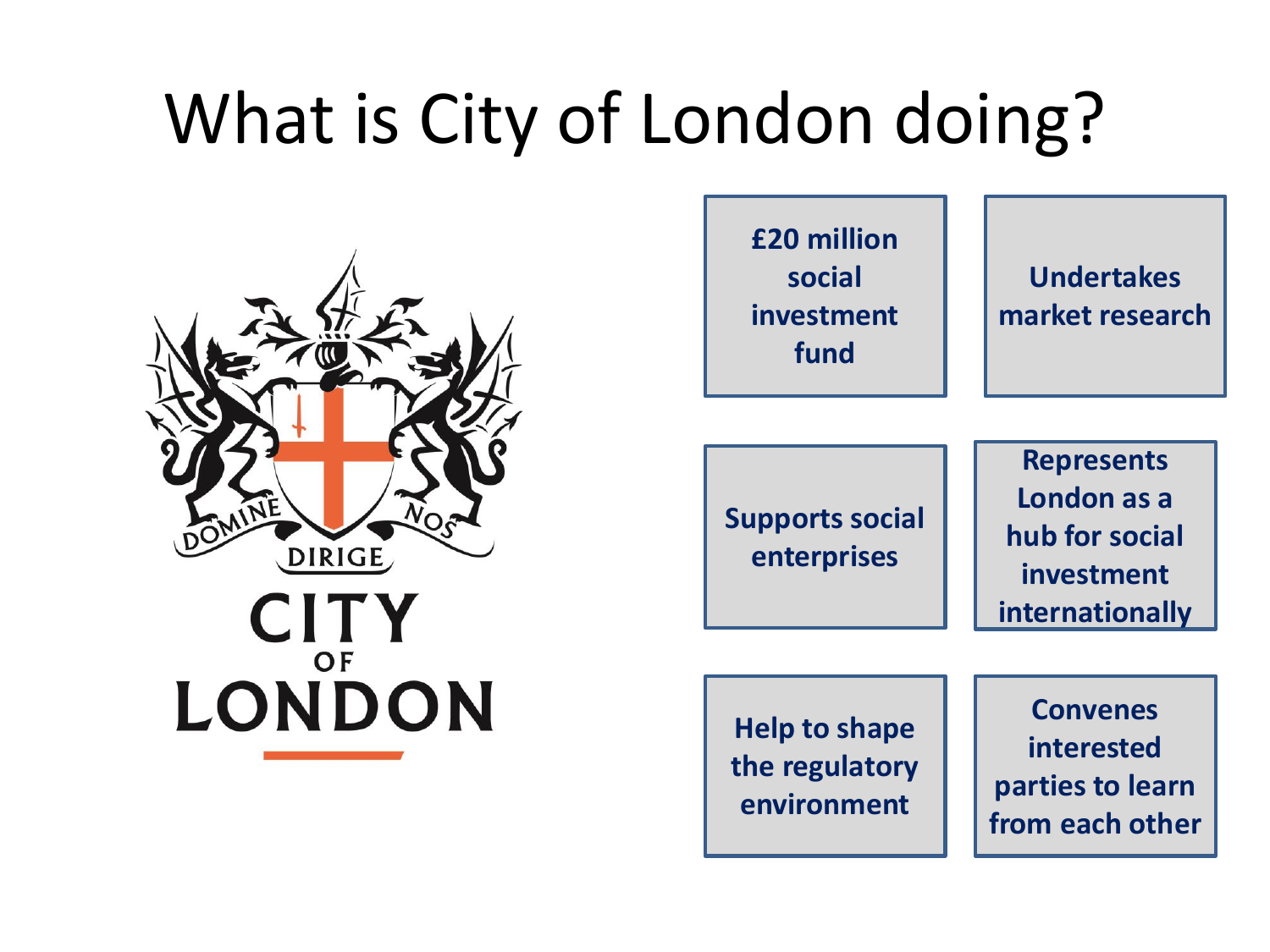# What is City of London doing?

- £20 million social investment fund
- Undertakes market research
- Supports social enterprises
- Represents London as a hub for social investment internationally
- Help to shape the regulatory environment
- Convenes interested parties to learn from each other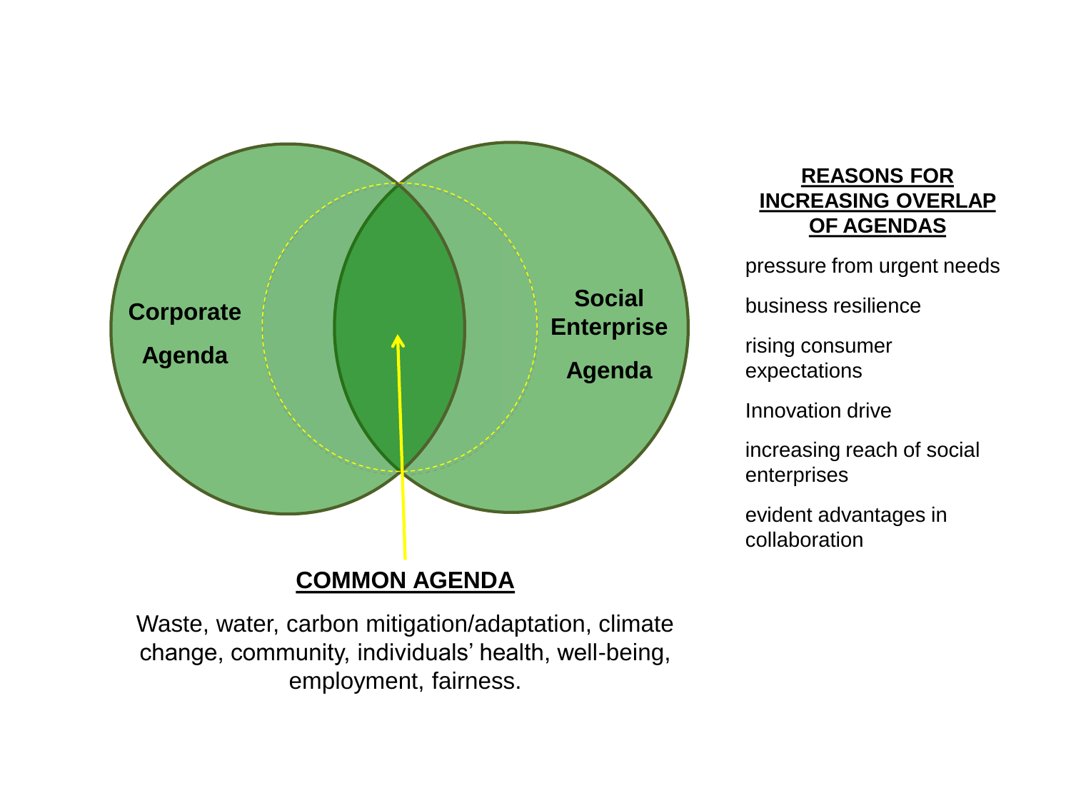Corporate Agenda

Social Enterprise Agenda

**COMMON AGENDA**

Waste, water, carbon mitigation/adaptation, climate change, community, individuals' health, well-being, employment, fairness.

**REASONS FOR INCREASING OVERLAP OF AGENDAS**

pressure from urgent needs

business resilience

rising consumer expectations

Innovation drive

increasing reach of social enterprises

evident advantages in collaboration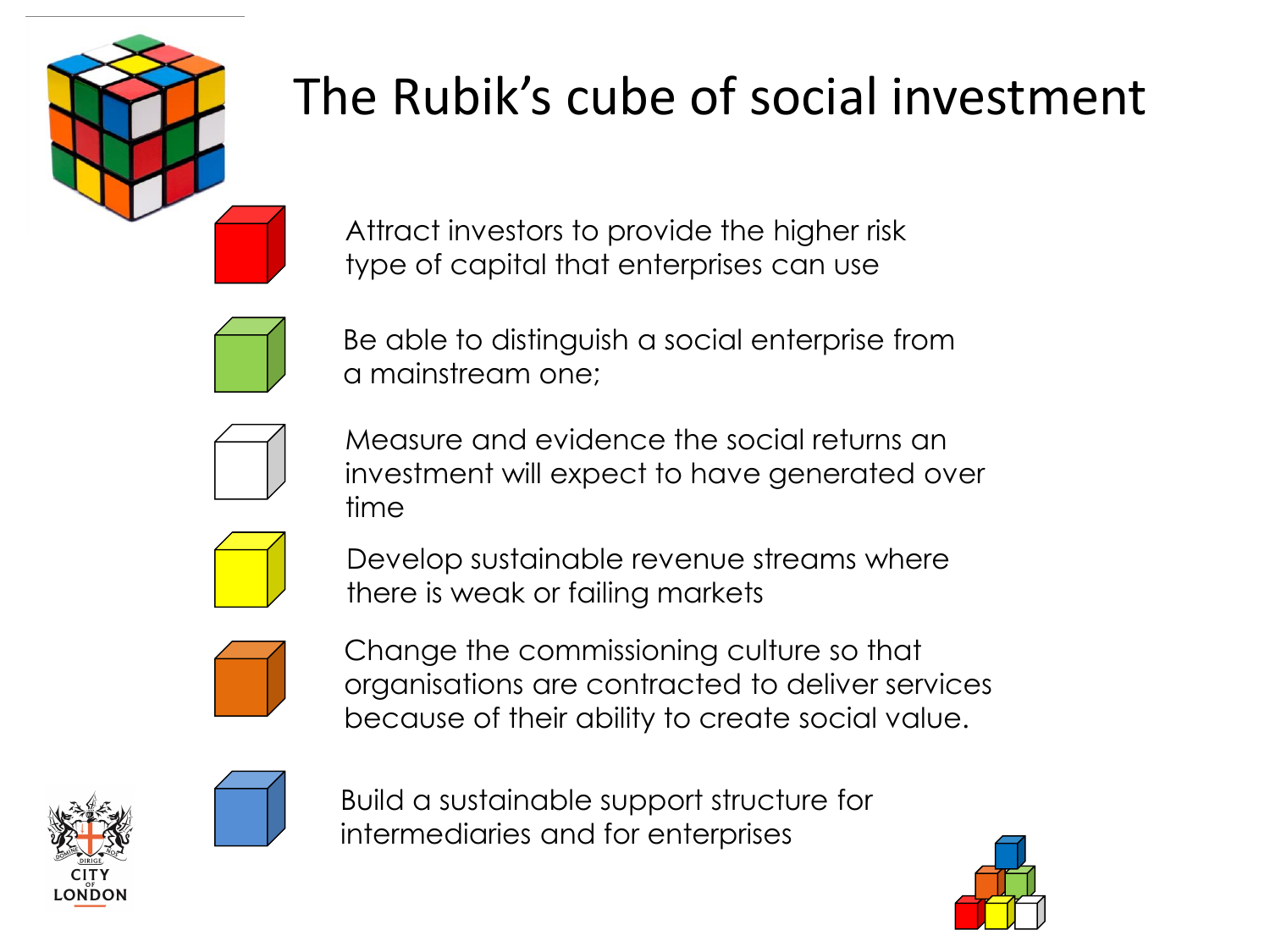# The Rubik's cube of social investment

- Attract investors to provide the higher risk type of capital that enterprises can use
- Be able to distinguish a social enterprise from a mainstream one;
- Measure and evidence the social returns an investment will expect to have generated over time
- Develop sustainable revenue streams where there is weak or failing markets
- Change the commissioning culture so that organisations are contracted to deliver services because of their ability to create social value.
- Build a sustainable support structure for intermediaries and for enterprises

CITY OF LONDON